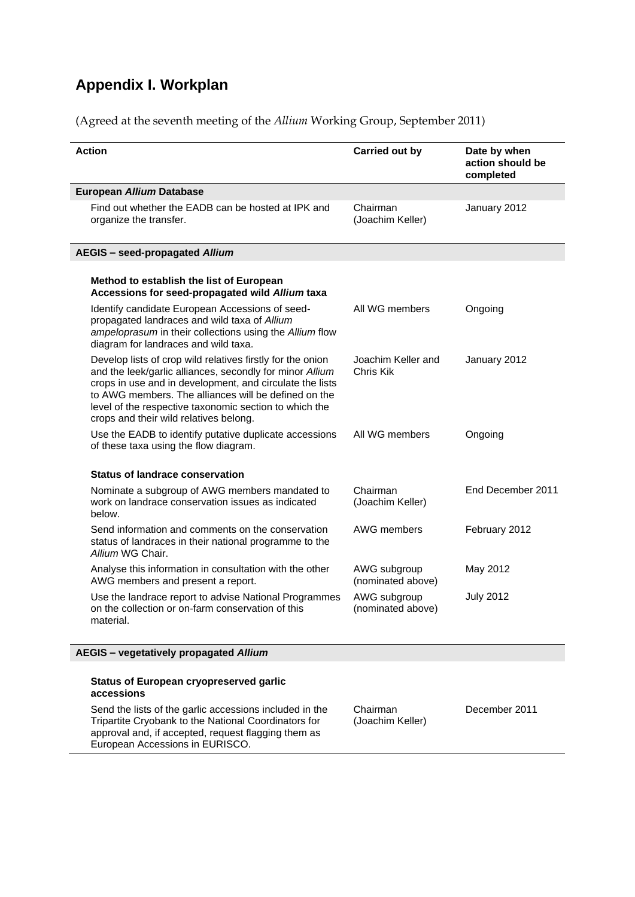# Appendix I. Workplan

(Agreed at the seventh meeting of the *Allium* Working Group, September 2011)

| Action | Carried out by | Date by when action should be completed |
|---|---|---|
| **European *Allium* Database** | | |
| Find out whether the EADB can be hosted at IPK and organize the transfer. | Chairman (Joachim Keller) | January 2012 |
| **AEGIS – seed-propagated *Allium*** | | |
| **Method to establish the list of European Accessions for seed-propagated wild *Allium* taxa** | | |
| Identify candidate European Accessions of seed-propagated landraces and wild taxa of *Allium ampeloprasum* in their collections using the *Allium* flow diagram for landraces and wild taxa. | All WG members | Ongoing |
| Develop lists of crop wild relatives firstly for the onion and the leek/garlic alliances, secondly for minor *Allium* crops in use and in development, and circulate the lists to AWG members. The alliances will be defined on the level of the respective taxonomic section to which the crops and their wild relatives belong. | Joachim Keller and Chris Kik | January 2012 |
| Use the EADB to identify putative duplicate accessions of these taxa using the flow diagram. | All WG members | Ongoing |
| **Status of landrace conservation** | | |
| Nominate a subgroup of AWG members mandated to work on landrace conservation issues as indicated below. | Chairman (Joachim Keller) | End December 2011 |
| Send information and comments on the conservation status of landraces in their national programme to the *Allium* WG Chair. | AWG members | February 2012 |
| Analyse this information in consultation with the other AWG members and present a report. | AWG subgroup (nominated above) | May 2012 |
| Use the landrace report to advise National Programmes on the collection or on-farm conservation of this material. | AWG subgroup (nominated above) | July 2012 |
| **AEGIS – vegetatively propagated *Allium*** | | |
| **Status of European cryopreserved garlic accessions** | | |
| Send the lists of the garlic accessions included in the Tripartite Cryobank to the National Coordinators for approval and, if accepted, request flagging them as European Accessions in EURISCO. | Chairman (Joachim Keller) | December 2011 |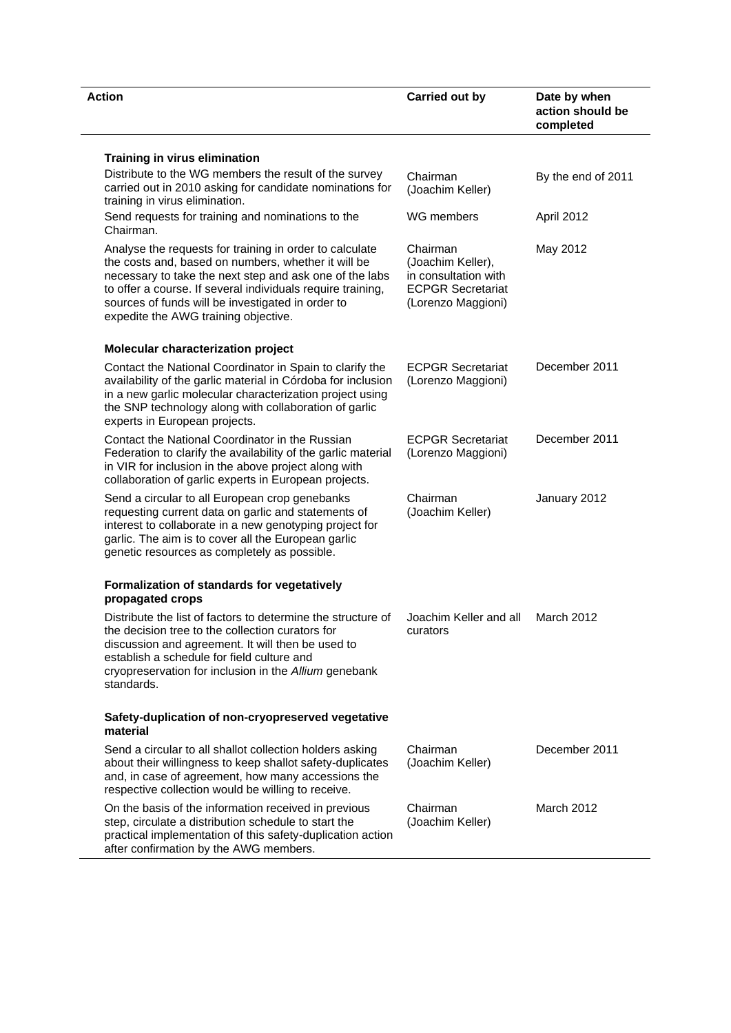| Action | Carried out by | Date by when action should be completed |
|---|---|---|
| **Training in virus elimination** | | |
| Distribute to the WG members the result of the survey carried out in 2010 asking for candidate nominations for training in virus elimination. | Chairman (Joachim Keller) | By the end of 2011 |
| Send requests for training and nominations to the Chairman. | WG members | April 2012 |
| Analyse the requests for training in order to calculate the costs and, based on numbers, whether it will be necessary to take the next step and ask one of the labs to offer a course. If several individuals require training, sources of funds will be investigated in order to expedite the AWG training objective. | Chairman (Joachim Keller), in consultation with ECPGR Secretariat (Lorenzo Maggioni) | May 2012 |
| **Molecular characterization project** | | |
| Contact the National Coordinator in Spain to clarify the availability of the garlic material in Córdoba for inclusion in a new garlic molecular characterization project using the SNP technology along with collaboration of garlic experts in European projects. | ECPGR Secretariat (Lorenzo Maggioni) | December 2011 |
| Contact the National Coordinator in the Russian Federation to clarify the availability of the garlic material in VIR for inclusion in the above project along with collaboration of garlic experts in European projects. | ECPGR Secretariat (Lorenzo Maggioni) | December 2011 |
| Send a circular to all European crop genebanks requesting current data on garlic and statements of interest to collaborate in a new genotyping project for garlic. The aim is to cover all the European garlic genetic resources as completely as possible. | Chairman (Joachim Keller) | January 2012 |
| **Formalization of standards for vegetatively propagated crops** | | |
| Distribute the list of factors to determine the structure of the decision tree to the collection curators for discussion and agreement. It will then be used to establish a schedule for field culture and cryopreservation for inclusion in the *Allium* genebank standards. | Joachim Keller and all curators | March 2012 |
| **Safety-duplication of non-cryopreserved vegetative material** | | |
| Send a circular to all shallot collection holders asking about their willingness to keep shallot safety-duplicates and, in case of agreement, how many accessions the respective collection would be willing to receive. | Chairman (Joachim Keller) | December 2011 |
| On the basis of the information received in previous step, circulate a distribution schedule to start the practical implementation of this safety-duplication action after confirmation by the AWG members. | Chairman (Joachim Keller) | March 2012 |